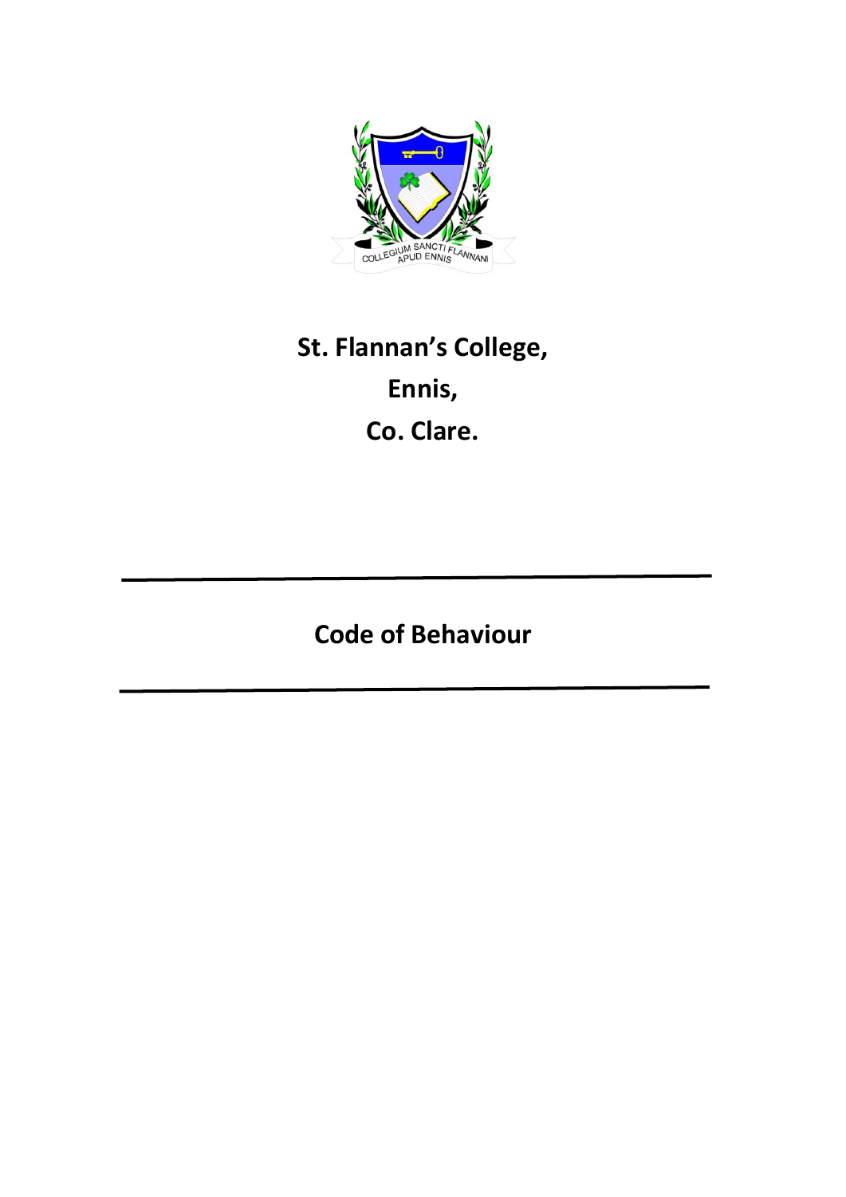# St. Flannan's College,

# Ennis,

# Co. Clare.

---

## Code of Behaviour

---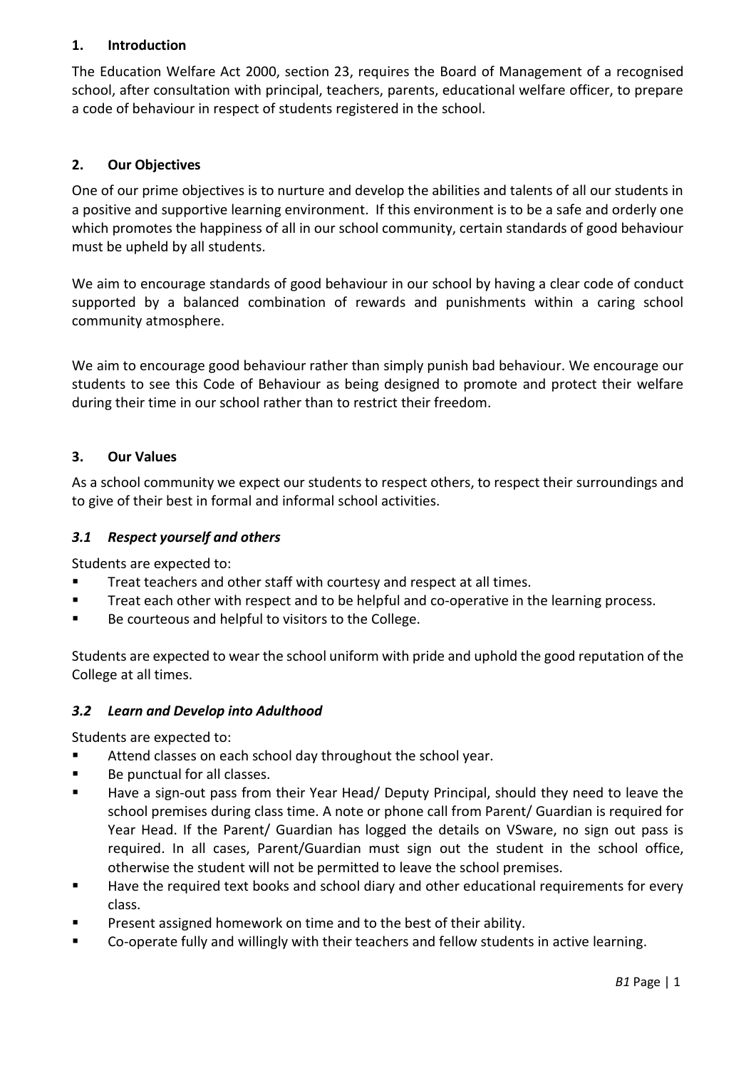## 1. Introduction

The Education Welfare Act 2000, section 23, requires the Board of Management of a recognised school, after consultation with principal, teachers, parents, educational welfare officer, to prepare a code of behaviour in respect of students registered in the school.

## 2. Our Objectives

One of our prime objectives is to nurture and develop the abilities and talents of all our students in a positive and supportive learning environment. If this environment is to be a safe and orderly one which promotes the happiness of all in our school community, certain standards of good behaviour must be upheld by all students.

We aim to encourage standards of good behaviour in our school by having a clear code of conduct supported by a balanced combination of rewards and punishments within a caring school community atmosphere.

We aim to encourage good behaviour rather than simply punish bad behaviour. We encourage our students to see this Code of Behaviour as being designed to promote and protect their welfare during their time in our school rather than to restrict their freedom.

## 3. Our Values

As a school community we expect our students to respect others, to respect their surroundings and to give of their best in formal and informal school activities.

### *3.1 Respect yourself and others*

Students are expected to:

- Treat teachers and other staff with courtesy and respect at all times.
- Treat each other with respect and to be helpful and co-operative in the learning process.
- Be courteous and helpful to visitors to the College.

Students are expected to wear the school uniform with pride and uphold the good reputation of the College at all times.

### *3.2 Learn and Develop into Adulthood*

Students are expected to:

- Attend classes on each school day throughout the school year.
- Be punctual for all classes.
- Have a sign-out pass from their Year Head/ Deputy Principal, should they need to leave the school premises during class time. A note or phone call from Parent/ Guardian is required for Year Head. If the Parent/ Guardian has logged the details on VSware, no sign out pass is required. In all cases, Parent/Guardian must sign out the student in the school office, otherwise the student will not be permitted to leave the school premises.
- Have the required text books and school diary and other educational requirements for every class.
- Present assigned homework on time and to the best of their ability.
- Co-operate fully and willingly with their teachers and fellow students in active learning.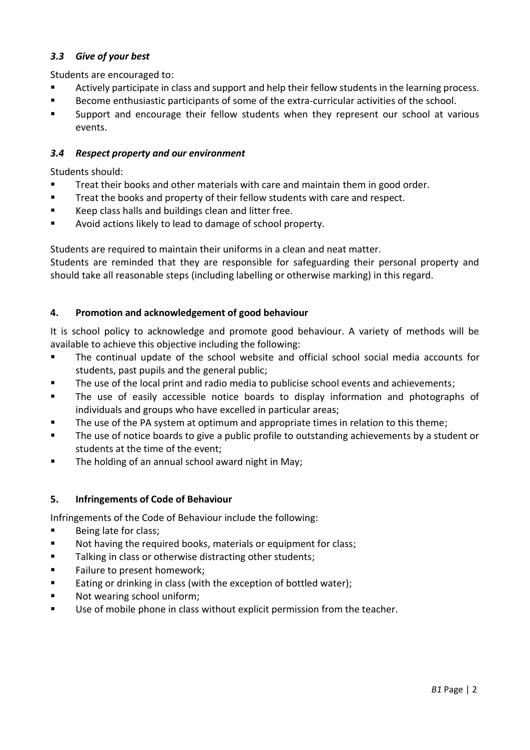### *3.3 Give of your best*

Students are encouraged to:

- Actively participate in class and support and help their fellow students in the learning process.
- Become enthusiastic participants of some of the extra-curricular activities of the school.
- Support and encourage their fellow students when they represent our school at various events.

### *3.4 Respect property and our environment*

Students should:

- Treat their books and other materials with care and maintain them in good order.
- Treat the books and property of their fellow students with care and respect.
- Keep class halls and buildings clean and litter free.
- Avoid actions likely to lead to damage of school property.

Students are required to maintain their uniforms in a clean and neat matter.
Students are reminded that they are responsible for safeguarding their personal property and should take all reasonable steps (including labelling or otherwise marking) in this regard.

## 4. Promotion and acknowledgement of good behaviour

It is school policy to acknowledge and promote good behaviour. A variety of methods will be available to achieve this objective including the following:

- The continual update of the school website and official school social media accounts for students, past pupils and the general public;
- The use of the local print and radio media to publicise school events and achievements;
- The use of easily accessible notice boards to display information and photographs of individuals and groups who have excelled in particular areas;
- The use of the PA system at optimum and appropriate times in relation to this theme;
- The use of notice boards to give a public profile to outstanding achievements by a student or students at the time of the event;
- The holding of an annual school award night in May;

## 5. Infringements of Code of Behaviour

Infringements of the Code of Behaviour include the following:

- Being late for class;
- Not having the required books, materials or equipment for class;
- Talking in class or otherwise distracting other students;
- Failure to present homework;
- Eating or drinking in class (with the exception of bottled water);
- Not wearing school uniform;
- Use of mobile phone in class without explicit permission from the teacher.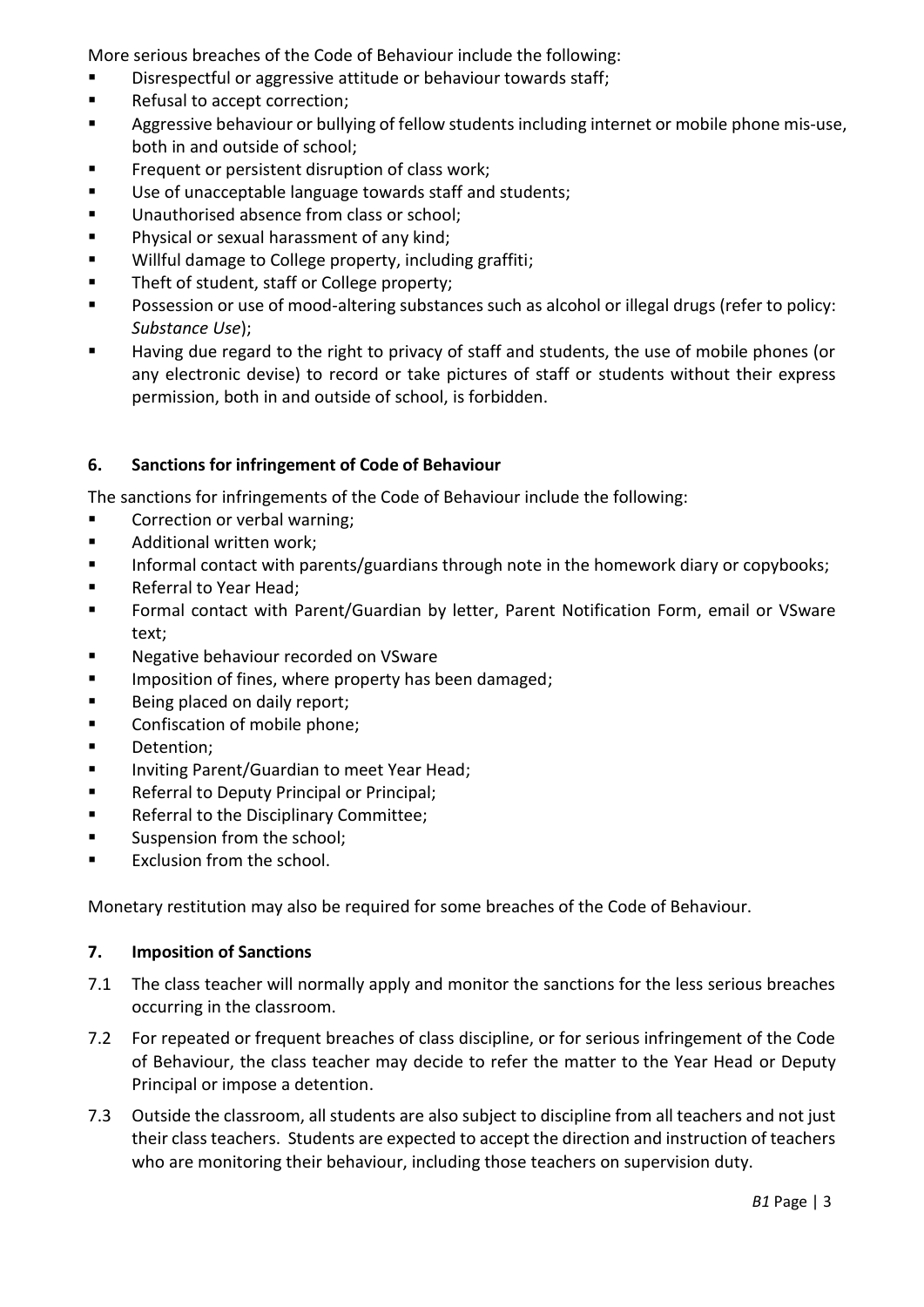More serious breaches of the Code of Behaviour include the following:

- Disrespectful or aggressive attitude or behaviour towards staff;
- Refusal to accept correction;
- Aggressive behaviour or bullying of fellow students including internet or mobile phone mis-use, both in and outside of school;
- Frequent or persistent disruption of class work;
- Use of unacceptable language towards staff and students;
- Unauthorised absence from class or school;
- Physical or sexual harassment of any kind;
- Willful damage to College property, including graffiti;
- Theft of student, staff or College property;
- Possession or use of mood-altering substances such as alcohol or illegal drugs (refer to policy: *Substance Use*);
- Having due regard to the right to privacy of staff and students, the use of mobile phones (or any electronic devise) to record or take pictures of staff or students without their express permission, both in and outside of school, is forbidden.

## 6. Sanctions for infringement of Code of Behaviour

The sanctions for infringements of the Code of Behaviour include the following:

- Correction or verbal warning;
- Additional written work;
- Informal contact with parents/guardians through note in the homework diary or copybooks;
- Referral to Year Head;
- Formal contact with Parent/Guardian by letter, Parent Notification Form, email or VSware text;
- Negative behaviour recorded on VSware
- Imposition of fines, where property has been damaged;
- Being placed on daily report;
- Confiscation of mobile phone;
- Detention;
- Inviting Parent/Guardian to meet Year Head;
- Referral to Deputy Principal or Principal;
- Referral to the Disciplinary Committee;
- Suspension from the school;
- Exclusion from the school.

Monetary restitution may also be required for some breaches of the Code of Behaviour.

## 7. Imposition of Sanctions

7.1 The class teacher will normally apply and monitor the sanctions for the less serious breaches occurring in the classroom.

7.2 For repeated or frequent breaches of class discipline, or for serious infringement of the Code of Behaviour, the class teacher may decide to refer the matter to the Year Head or Deputy Principal or impose a detention.

7.3 Outside the classroom, all students are also subject to discipline from all teachers and not just their class teachers. Students are expected to accept the direction and instruction of teachers who are monitoring their behaviour, including those teachers on supervision duty.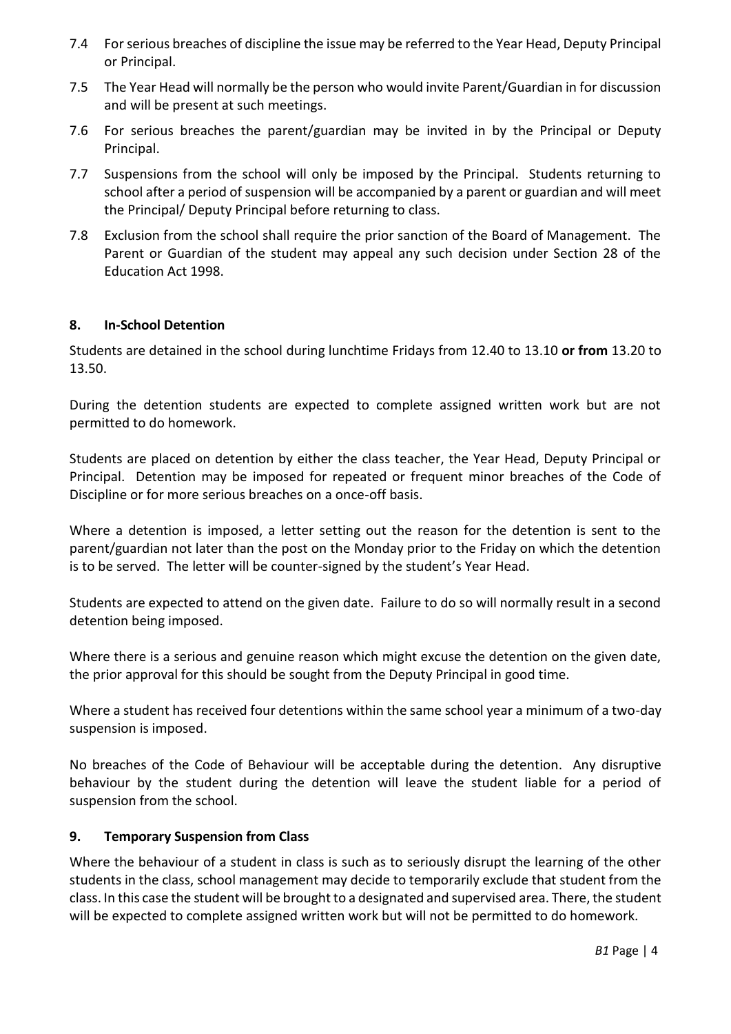7.4 For serious breaches of discipline the issue may be referred to the Year Head, Deputy Principal or Principal.

7.5 The Year Head will normally be the person who would invite Parent/Guardian in for discussion and will be present at such meetings.

7.6 For serious breaches the parent/guardian may be invited in by the Principal or Deputy Principal.

7.7 Suspensions from the school will only be imposed by the Principal. Students returning to school after a period of suspension will be accompanied by a parent or guardian and will meet the Principal/ Deputy Principal before returning to class.

7.8 Exclusion from the school shall require the prior sanction of the Board of Management. The Parent or Guardian of the student may appeal any such decision under Section 28 of the Education Act 1998.

## 8. In-School Detention

Students are detained in the school during lunchtime Fridays from 12.40 to 13.10 **or from** 13.20 to 13.50.

During the detention students are expected to complete assigned written work but are not permitted to do homework.

Students are placed on detention by either the class teacher, the Year Head, Deputy Principal or Principal. Detention may be imposed for repeated or frequent minor breaches of the Code of Discipline or for more serious breaches on a once-off basis.

Where a detention is imposed, a letter setting out the reason for the detention is sent to the parent/guardian not later than the post on the Monday prior to the Friday on which the detention is to be served. The letter will be counter-signed by the student's Year Head.

Students are expected to attend on the given date. Failure to do so will normally result in a second detention being imposed.

Where there is a serious and genuine reason which might excuse the detention on the given date, the prior approval for this should be sought from the Deputy Principal in good time.

Where a student has received four detentions within the same school year a minimum of a two-day suspension is imposed.

No breaches of the Code of Behaviour will be acceptable during the detention. Any disruptive behaviour by the student during the detention will leave the student liable for a period of suspension from the school.

## 9. Temporary Suspension from Class

Where the behaviour of a student in class is such as to seriously disrupt the learning of the other students in the class, school management may decide to temporarily exclude that student from the class. In this case the student will be brought to a designated and supervised area. There, the student will be expected to complete assigned written work but will not be permitted to do homework.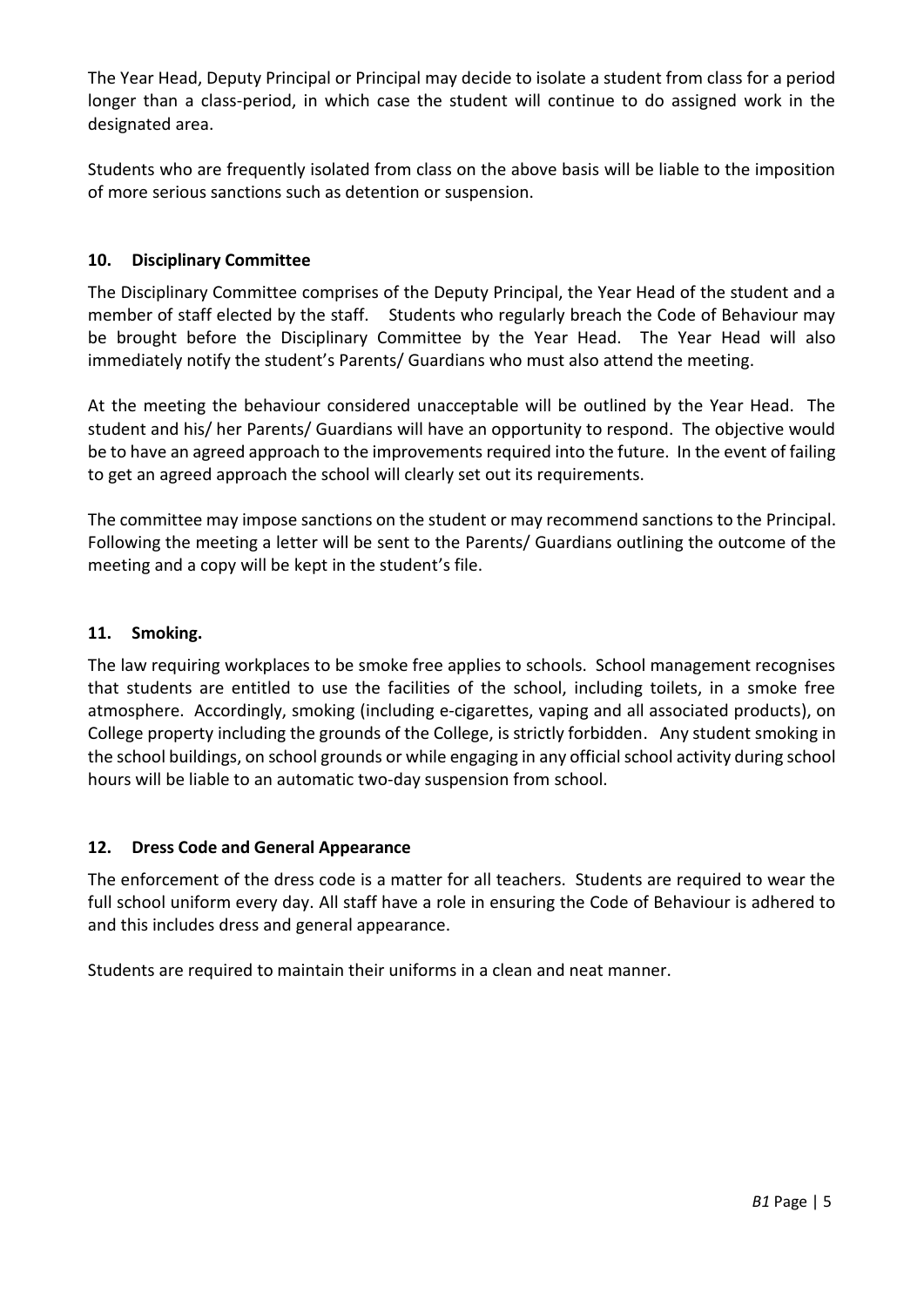The Year Head, Deputy Principal or Principal may decide to isolate a student from class for a period longer than a class-period, in which case the student will continue to do assigned work in the designated area.

Students who are frequently isolated from class on the above basis will be liable to the imposition of more serious sanctions such as detention or suspension.

## 10. Disciplinary Committee

The Disciplinary Committee comprises of the Deputy Principal, the Year Head of the student and a member of staff elected by the staff. Students who regularly breach the Code of Behaviour may be brought before the Disciplinary Committee by the Year Head. The Year Head will also immediately notify the student's Parents/ Guardians who must also attend the meeting.

At the meeting the behaviour considered unacceptable will be outlined by the Year Head. The student and his/ her Parents/ Guardians will have an opportunity to respond. The objective would be to have an agreed approach to the improvements required into the future. In the event of failing to get an agreed approach the school will clearly set out its requirements.

The committee may impose sanctions on the student or may recommend sanctions to the Principal. Following the meeting a letter will be sent to the Parents/ Guardians outlining the outcome of the meeting and a copy will be kept in the student's file.

## 11. Smoking.

The law requiring workplaces to be smoke free applies to schools. School management recognises that students are entitled to use the facilities of the school, including toilets, in a smoke free atmosphere. Accordingly, smoking (including e-cigarettes, vaping and all associated products), on College property including the grounds of the College, is strictly forbidden. Any student smoking in the school buildings, on school grounds or while engaging in any official school activity during school hours will be liable to an automatic two-day suspension from school.

## 12. Dress Code and General Appearance

The enforcement of the dress code is a matter for all teachers. Students are required to wear the full school uniform every day. All staff have a role in ensuring the Code of Behaviour is adhered to and this includes dress and general appearance.

Students are required to maintain their uniforms in a clean and neat manner.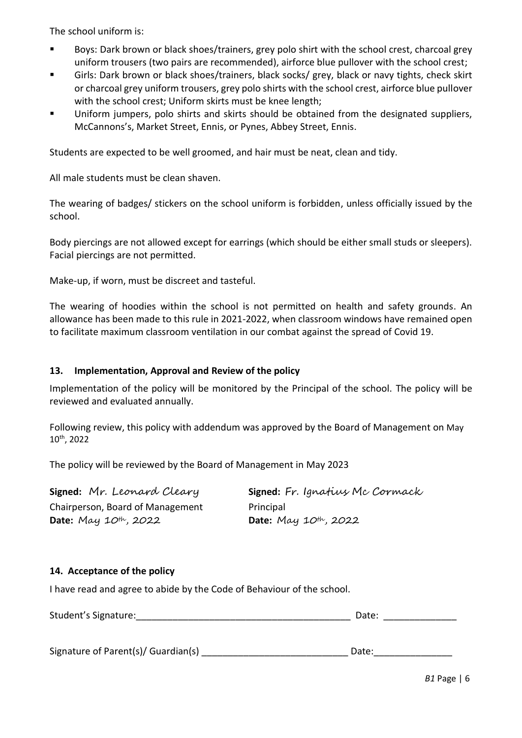The school uniform is:

- Boys: Dark brown or black shoes/trainers, grey polo shirt with the school crest, charcoal grey uniform trousers (two pairs are recommended), airforce blue pullover with the school crest;
- Girls: Dark brown or black shoes/trainers, black socks/ grey, black or navy tights, check skirt or charcoal grey uniform trousers, grey polo shirts with the school crest, airforce blue pullover with the school crest; Uniform skirts must be knee length;
- Uniform jumpers, polo shirts and skirts should be obtained from the designated suppliers, McCannons's, Market Street, Ennis, or Pynes, Abbey Street, Ennis.

Students are expected to be well groomed, and hair must be neat, clean and tidy.

All male students must be clean shaven.

The wearing of badges/ stickers on the school uniform is forbidden, unless officially issued by the school.

Body piercings are not allowed except for earrings (which should be either small studs or sleepers). Facial piercings are not permitted.

Make-up, if worn, must be discreet and tasteful.

The wearing of hoodies within the school is not permitted on health and safety grounds. An allowance has been made to this rule in 2021-2022, when classroom windows have remained open to facilitate maximum classroom ventilation in our combat against the spread of Covid 19.

## 13. Implementation, Approval and Review of the policy

Implementation of the policy will be monitored by the Principal of the school. The policy will be reviewed and evaluated annually.

Following review, this policy with addendum was approved by the Board of Management on May 10th, 2022

The policy will be reviewed by the Board of Management in May 2023

**Signed:** Mr. Leonard Cleary
Chairperson, Board of Management
**Date:** May 10th, 2022

**Signed:** Fr. Ignatius Mc Cormack
Principal
**Date:** May 10th, 2022

## 14. Acceptance of the policy

I have read and agree to abide by the Code of Behaviour of the school.

Student's Signature:_________________________________________ Date: ______________

Signature of Parent(s)/ Guardian(s) ____________________________ Date:_______________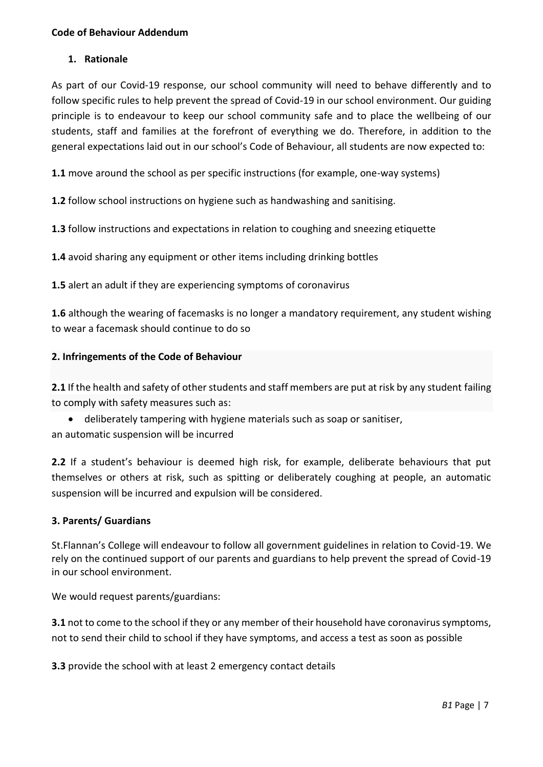**Code of Behaviour Addendum**

**1. Rationale**

As part of our Covid-19 response, our school community will need to behave differently and to follow specific rules to help prevent the spread of Covid-19 in our school environment. Our guiding principle is to endeavour to keep our school community safe and to place the wellbeing of our students, staff and families at the forefront of everything we do. Therefore, in addition to the general expectations laid out in our school's Code of Behaviour, all students are now expected to:

**1.1** move around the school as per specific instructions (for example, one-way systems)

**1.2** follow school instructions on hygiene such as handwashing and sanitising.

**1.3** follow instructions and expectations in relation to coughing and sneezing etiquette

**1.4** avoid sharing any equipment or other items including drinking bottles

**1.5** alert an adult if they are experiencing symptoms of coronavirus

**1.6** although the wearing of facemasks is no longer a mandatory requirement, any student wishing to wear a facemask should continue to do so

**2. Infringements of the Code of Behaviour**

**2.1** If the health and safety of other students and staff members are put at risk by any student failing to comply with safety measures such as:

- deliberately tampering with hygiene materials such as soap or sanitiser,

an automatic suspension will be incurred

**2.2** If a student's behaviour is deemed high risk, for example, deliberate behaviours that put themselves or others at risk, such as spitting or deliberately coughing at people, an automatic suspension will be incurred and expulsion will be considered.

**3. Parents/ Guardians**

St.Flannan's College will endeavour to follow all government guidelines in relation to Covid-19. We rely on the continued support of our parents and guardians to help prevent the spread of Covid-19 in our school environment.

We would request parents/guardians:

**3.1** not to come to the school if they or any member of their household have coronavirus symptoms, not to send their child to school if they have symptoms, and access a test as soon as possible

**3.3** provide the school with at least 2 emergency contact details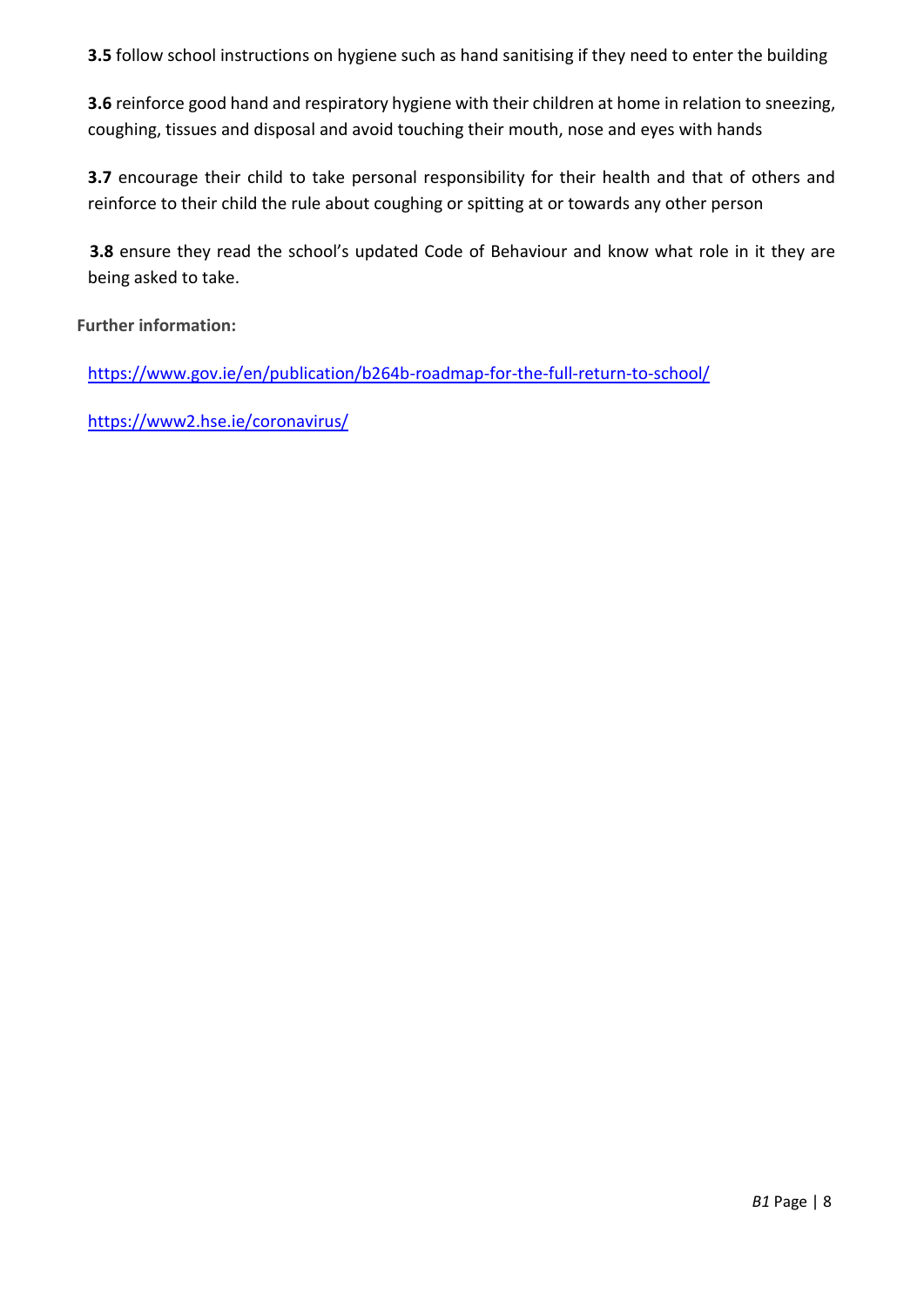**3.5** follow school instructions on hygiene such as hand sanitising if they need to enter the building

**3.6** reinforce good hand and respiratory hygiene with their children at home in relation to sneezing, coughing, tissues and disposal and avoid touching their mouth, nose and eyes with hands

**3.7** encourage their child to take personal responsibility for their health and that of others and reinforce to their child the rule about coughing or spitting at or towards any other person

**3.8** ensure they read the school's updated Code of Behaviour and know what role in it they are being asked to take.

**Further information:**

https://www.gov.ie/en/publication/b264b-roadmap-for-the-full-return-to-school/

https://www2.hse.ie/coronavirus/